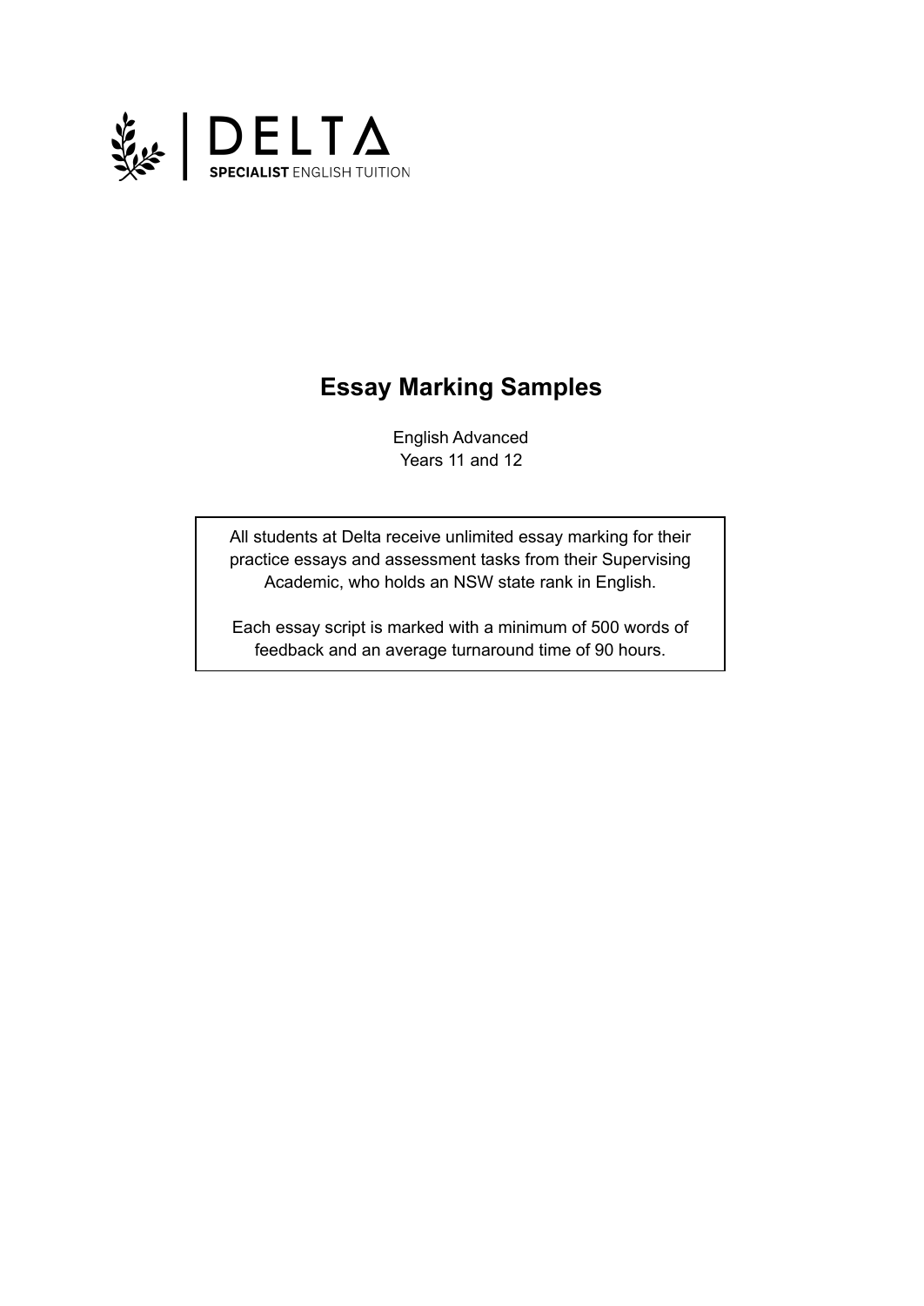DELTA

SPECIALIST ENGLISH TUITION

# Essay Marking Samples

English Advanced

Years 11 and 12

All students at Delta receive unlimited essay marking for their practice essays and assessment tasks from their Supervising Academic, who holds an NSW state rank in English.

Each essay script is marked with a minimum of 500 words of feedback and an average turnaround time of 90 hours.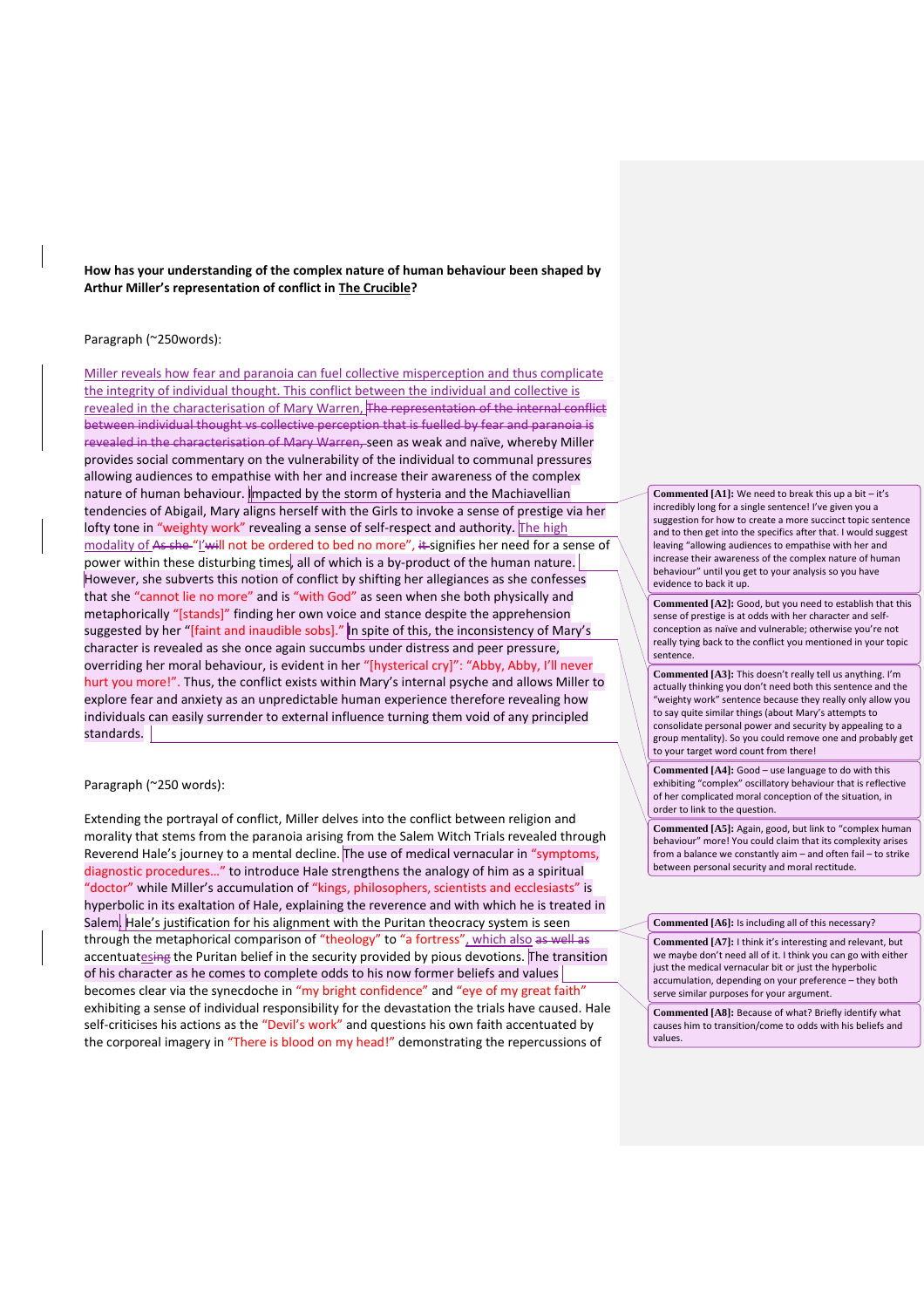**How has your understanding of the complex nature of human behaviour been shaped by Arthur Miller's representation of conflict in The Crucible?**

Paragraph (~250words):

Miller reveals how fear and paranoia can fuel collective misperception and thus complicate the integrity of individual thought. This conflict between the individual and collective is revealed in the characterisation of Mary Warren, ~~The representation of the internal conflict between individual thought vs collective perception that is fuelled by fear and paranoia is revealed in the characterisation of Mary Warren,~~ seen as weak and naïve, whereby Miller provides social commentary on the vulnerability of the individual to communal pressures allowing audiences to empathise with her and increase their awareness of the complex nature of human behaviour. Impacted by the storm of hysteria and the Machiavellian tendencies of Abigail, Mary aligns herself with the Girls to invoke a sense of prestige via her lofty tone in "weighty work" revealing a sense of self-respect and authority. The high modality of ~~As she~~ "I'~~will~~ll not be ordered to bed no more", ~~it~~ signifies her need for a sense of power within these disturbing times, all of which is a by-product of the human nature. However, she subverts this notion of conflict by shifting her allegiances as she confesses that she "cannot lie no more" and is "with God" as seen when she both physically and metaphorically "[stands]" finding her own voice and stance despite the apprehension suggested by her "[faint and inaudible sobs]." In spite of this, the inconsistency of Mary's character is revealed as she once again succumbs under distress and peer pressure, overriding her moral behaviour, is evident in her "[hysterical cry]": "Abby, Abby, I'll never hurt you more!". Thus, the conflict exists within Mary's internal psyche and allows Miller to explore fear and anxiety as an unpredictable human experience therefore revealing how individuals can easily surrender to external influence turning them void of any principled standards.

Paragraph (~250 words):

Extending the portrayal of conflict, Miller delves into the conflict between religion and morality that stems from the paranoia arising from the Salem Witch Trials revealed through Reverend Hale's journey to a mental decline. The use of medical vernacular in "symptoms, diagnostic procedures…" to introduce Hale strengthens the analogy of him as a spiritual "doctor" while Miller's accumulation of "kings, philosophers, scientists and ecclesiasts" is hyperbolic in its exaltation of Hale, explaining the reverence and with which he is treated in Salem. Hale's justification for his alignment with the Puritan theocracy system is seen through the metaphorical comparison of "theology" to "a fortress", which also ~~as well as~~ accentuat~~ing~~es the Puritan belief in the security provided by pious devotions. The transition of his character as he comes to complete odds to his now former beliefs and values becomes clear via the synecdoche in "my bright confidence" and "eye of my great faith" exhibiting a sense of individual responsibility for the devastation the trials have caused. Hale self-criticises his actions as the "Devil's work" and questions his own faith accentuated by the corporeal imagery in "There is blood on my head!" demonstrating the repercussions of

**Commented [A1]:** We need to break this up a bit – it's incredibly long for a single sentence! I've given you a suggestion for how to create a more succinct topic sentence and to then get into the specifics after that. I would suggest leaving "allowing audiences to empathise with her and increase their awareness of the complex nature of human behaviour" until you get to your analysis so you have evidence to back it up.

**Commented [A2]:** Good, but you need to establish that this sense of prestige is at odds with her character and self-conception as naïve and vulnerable; otherwise you're not really tying back to the conflict you mentioned in your topic sentence.

**Commented [A3]:** This doesn't really tell us anything. I'm actually thinking you don't need both this sentence and the "weighty work" sentence because they really only allow you to say quite similar things (about Mary's attempts to consolidate personal power and security by appealing to a group mentality). So you could remove one and probably get to your target word count from there!

**Commented [A4]:** Good – use language to do with this exhibiting "complex" oscillatory behaviour that is reflective of her complicated moral conception of the situation, in order to link to the question.

**Commented [A5]:** Again, good, but link to "complex human behaviour" more! You could claim that its complexity arises from a balance we constantly aim – and often fail – to strike between personal security and moral rectitude.

**Commented [A6]:** Is including all of this necessary?

**Commented [A7]:** I think it's interesting and relevant, but we maybe don't need all of it. I think you can go with either just the medical vernacular bit or just the hyperbolic accumulation, depending on your preference – they both serve similar purposes for your argument.

**Commented [A8]:** Because of what? Briefly identify what causes him to transition/come to odds with his beliefs and values.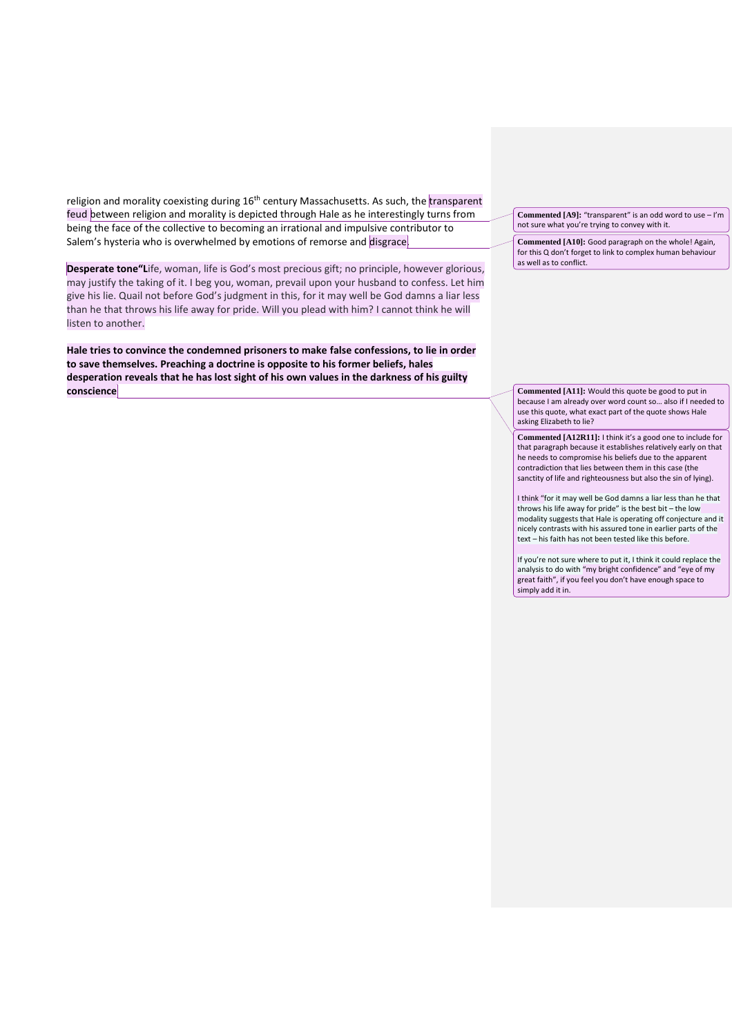religion and morality coexisting during 16th century Massachusetts. As such, the transparent feud between religion and morality is depicted through Hale as he interestingly turns from being the face of the collective to becoming an irrational and impulsive contributor to Salem's hysteria who is overwhelmed by emotions of remorse and disgrace.

**Desperate tone"L**ife, woman, life is God's most precious gift; no principle, however glorious, may justify the taking of it. I beg you, woman, prevail upon your husband to confess. Let him give his lie. Quail not before God's judgment in this, for it may well be God damns a liar less than he that throws his life away for pride. Will you plead with him? I cannot think he will listen to another.

**Hale tries to convince the condemned prisoners to make false confessions, to lie in order to save themselves. Preaching a doctrine is opposite to his former beliefs, hales desperation reveals that he has lost sight of his own values in the darkness of his guilty conscience**

**Commented [A9]:** "transparent" is an odd word to use – I'm not sure what you're trying to convey with it.

**Commented [A10]:** Good paragraph on the whole! Again, for this Q don't forget to link to complex human behaviour as well as to conflict.

**Commented [A11]:** Would this quote be good to put in because I am already over word count so… also if I needed to use this quote, what exact part of the quote shows Hale asking Elizabeth to lie?

**Commented [A12R11]:** I think it's a good one to include for that paragraph because it establishes relatively early on that he needs to compromise his beliefs due to the apparent contradiction that lies between them in this case (the sanctity of life and righteousness but also the sin of lying).

I think "for it may well be God damns a liar less than he that throws his life away for pride" is the best bit – the low modality suggests that Hale is operating off conjecture and it nicely contrasts with his assured tone in earlier parts of the text – his faith has not been tested like this before.

If you're not sure where to put it, I think it could replace the analysis to do with "my bright confidence" and "eye of my great faith", if you feel you don't have enough space to simply add it in.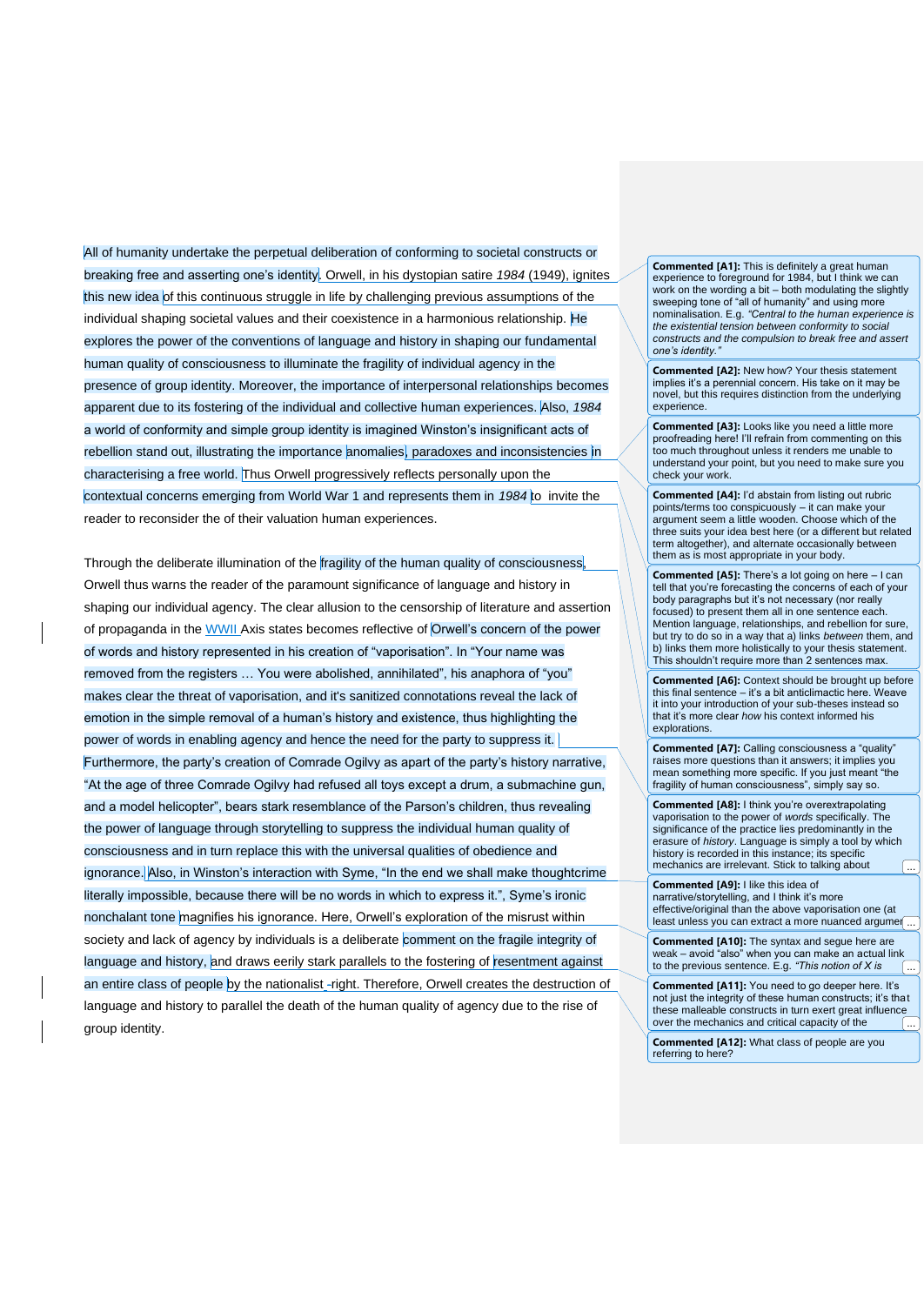All of humanity undertake the perpetual deliberation of conforming to societal constructs or breaking free and asserting one's identity. Orwell, in his dystopian satire *1984* (1949), ignites this new idea of this continuous struggle in life by challenging previous assumptions of the individual shaping societal values and their coexistence in a harmonious relationship. He explores the power of the conventions of language and history in shaping our fundamental human quality of consciousness to illuminate the fragility of individual agency in the presence of group identity. Moreover, the importance of interpersonal relationships becomes apparent due to its fostering of the individual and collective human experiences. Also, *1984* a world of conformity and simple group identity is imagined Winston's insignificant acts of rebellion stand out, illustrating the importance anomalies, paradoxes and inconsistencies in characterising a free world. Thus Orwell progressively reflects personally upon the contextual concerns emerging from World War 1 and represents them in *1984* to invite the reader to reconsider the of their valuation human experiences.

Through the deliberate illumination of the fragility of the human quality of consciousness, Orwell thus warns the reader of the paramount significance of language and history in shaping our individual agency. The clear allusion to the censorship of literature and assertion of propaganda in the WWII Axis states becomes reflective of Orwell's concern of the power of words and history represented in his creation of "vaporisation". In "Your name was removed from the registers … You were abolished, annihilated", his anaphora of "you" makes clear the threat of vaporisation, and it's sanitized connotations reveal the lack of emotion in the simple removal of a human's history and existence, thus highlighting the power of words in enabling agency and hence the need for the party to suppress it. Furthermore, the party's creation of Comrade Ogilvy as apart of the party's history narrative, "At the age of three Comrade Ogilvy had refused all toys except a drum, a submachine gun, and a model helicopter", bears stark resemblance of the Parson's children, thus revealing the power of language through storytelling to suppress the individual human quality of consciousness and in turn replace this with the universal qualities of obedience and ignorance. Also, in Winston's interaction with Syme, "In the end we shall make thoughtcrime literally impossible, because there will be no words in which to express it.", Syme's ironic nonchalant tone magnifies his ignorance. Here, Orwell's exploration of the misrust within society and lack of agency by individuals is a deliberate comment on the fragile integrity of language and history, and draws eerily stark parallels to the fostering of resentment against an entire class of people by the nationalist -right. Therefore, Orwell creates the destruction of language and history to parallel the death of the human quality of agency due to the rise of group identity.

**Commented [A1]:** This is definitely a great human experience to foreground for 1984, but I think we can work on the wording a bit – both modulating the slightly sweeping tone of "all of humanity" and using more nominalisation. E.g. *"Central to the human experience is the existential tension between conformity to social constructs and the compulsion to break free and assert one's identity."*

**Commented [A2]:** New how? Your thesis statement implies it's a perennial concern. His take on it may be novel, but this requires distinction from the underlying experience.

**Commented [A3]:** Looks like you need a little more proofreading here! I'll refrain from commenting on this too much throughout unless it renders me unable to understand your point, but you need to make sure you check your work.

**Commented [A4]:** I'd abstain from listing out rubric points/terms too conspicuously – it can make your argument seem a little wooden. Choose which of the three suits your idea best here (or a different but related term altogether), and alternate occasionally between them as is most appropriate in your body.

**Commented [A5]:** There's a lot going on here – I can tell that you're forecasting the concerns of each of your body paragraphs but it's not necessary (nor really focused) to present them all in one sentence each. Mention language, relationships, and rebellion for sure, but try to do so in a way that a) links *between* them, and b) links them more holistically to your thesis statement. This shouldn't require more than 2 sentences max.

**Commented [A6]:** Context should be brought up before this final sentence – it's a bit anticlimactic here. Weave it into your introduction of your sub-theses instead so that it's more clear *how* his context informed his explorations.

**Commented [A7]:** Calling consciousness a "quality" raises more questions than it answers; it implies you mean something more specific. If you just meant "the fragility of human consciousness", simply say so.

**Commented [A8]:** I think you're overextrapolating vaporisation to the power of *words* specifically. The significance of the practice lies predominantly in the erasure of *history*. Language is simply a tool by which history is recorded in this instance; its specific mechanics are irrelevant. Stick to talking about ...

**Commented [A9]:** I like this idea of narrative/storytelling, and I think it's more effective/original than the above vaporisation one (at least unless you can extract a more nuanced argumen ...

**Commented [A10]:** The syntax and segue here are weak – avoid "also" when you can make an actual link to the previous sentence. E.g. *"This notion of X is* ...

**Commented [A11]:** You need to go deeper here. It's not just the integrity of these human constructs; it's that these malleable constructs in turn exert great influence over the mechanics and critical capacity of the ...

**Commented [A12]:** What class of people are you referring to here?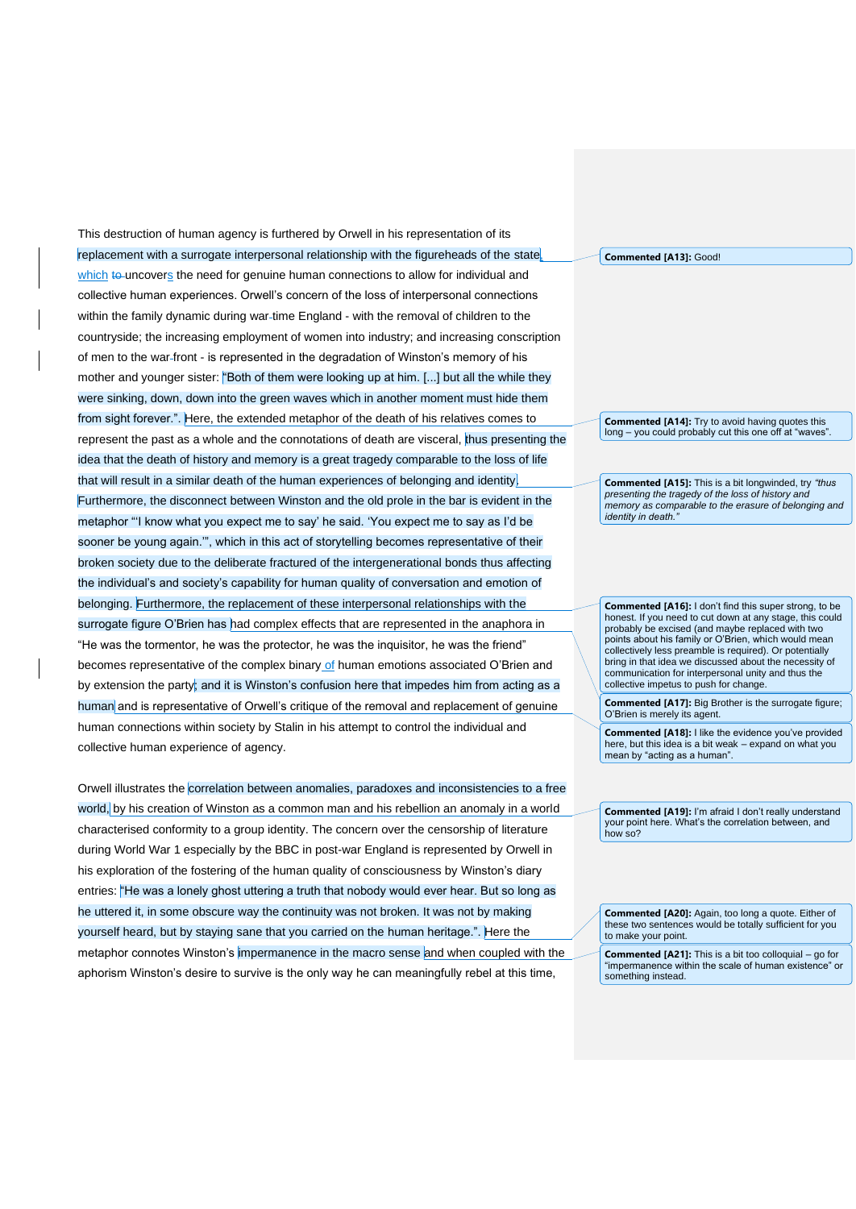This destruction of human agency is furthered by Orwell in his representation of its replacement with a surrogate interpersonal relationship with the figureheads of the state, which to uncovers the need for genuine human connections to allow for individual and collective human experiences. Orwell's concern of the loss of interpersonal connections within the family dynamic during war-time England - with the removal of children to the countryside; the increasing employment of women into industry; and increasing conscription of men to the war-front - is represented in the degradation of Winston's memory of his mother and younger sister: "Both of them were looking up at him. [...] but all the while they were sinking, down, down into the green waves which in another moment must hide them from sight forever.". Here, the extended metaphor of the death of his relatives comes to represent the past as a whole and the connotations of death are visceral, thus presenting the idea that the death of history and memory is a great tragedy comparable to the loss of life that will result in a similar death of the human experiences of belonging and identity. Furthermore, the disconnect between Winston and the old prole in the bar is evident in the metaphor "'I know what you expect me to say' he said. 'You expect me to say as I'd be sooner be young again.'", which in this act of storytelling becomes representative of their broken society due to the deliberate fractured of the intergenerational bonds thus affecting the individual's and society's capability for human quality of conversation and emotion of belonging. Furthermore, the replacement of these interpersonal relationships with the surrogate figure O'Brien has had complex effects that are represented in the anaphora in "He was the tormentor, he was the protector, he was the inquisitor, he was the friend" becomes representative of the complex binary of human emotions associated O'Brien and by extension the party; and it is Winston's confusion here that impedes him from acting as a human and is representative of Orwell's critique of the removal and replacement of genuine human connections within society by Stalin in his attempt to control the individual and collective human experience of agency.

Orwell illustrates the correlation between anomalies, paradoxes and inconsistencies to a free world, by his creation of Winston as a common man and his rebellion an anomaly in a world characterised conformity to a group identity. The concern over the censorship of literature during World War 1 especially by the BBC in post-war England is represented by Orwell in his exploration of the fostering of the human quality of consciousness by Winston's diary entries: "He was a lonely ghost uttering a truth that nobody would ever hear. But so long as he uttered it, in some obscure way the continuity was not broken. It was not by making yourself heard, but by staying sane that you carried on the human heritage.". Here the metaphor connotes Winston's impermanence in the macro sense and when coupled with the aphorism Winston's desire to survive is the only way he can meaningfully rebel at this time,

**Commented [A13]:** Good!

**Commented [A14]:** Try to avoid having quotes this long – you could probably cut this one off at "waves".

**Commented [A15]:** This is a bit longwinded, try *"thus presenting the tragedy of the loss of history and memory as comparable to the erasure of belonging and identity in death."*

**Commented [A16]:** I don't find this super strong, to be honest. If you need to cut down at any stage, this could probably be excised (and maybe replaced with two points about his family or O'Brien, which would mean collectively less preamble is required). Or potentially bring in that idea we discussed about the necessity of communication for interpersonal unity and thus the collective impetus to push for change.

**Commented [A17]:** Big Brother is the surrogate figure; O'Brien is merely its agent.

**Commented [A18]:** I like the evidence you've provided here, but this idea is a bit weak – expand on what you mean by "acting as a human".

**Commented [A19]:** I'm afraid I don't really understand your point here. What's the correlation between, and how so?

**Commented [A20]:** Again, too long a quote. Either of these two sentences would be totally sufficient for you to make your point.

**Commented [A21]:** This is a bit too colloquial – go for "impermanence within the scale of human existence" or something instead.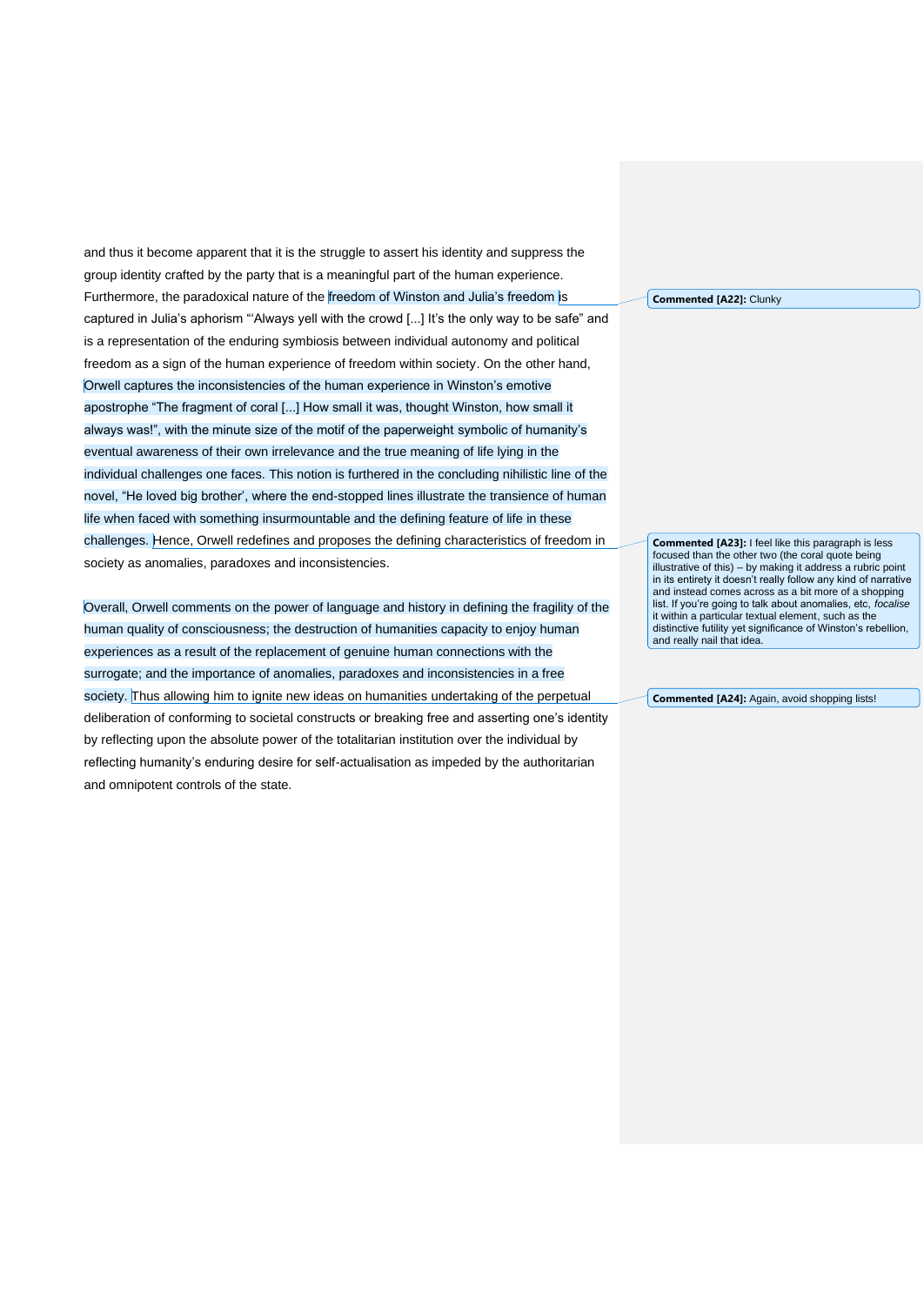and thus it become apparent that it is the struggle to assert his identity and suppress the group identity crafted by the party that is a meaningful part of the human experience. Furthermore, the paradoxical nature of the freedom of Winston and Julia's freedom is captured in Julia's aphorism "'Always yell with the crowd [...] It's the only way to be safe" and is a representation of the enduring symbiosis between individual autonomy and political freedom as a sign of the human experience of freedom within society. On the other hand, Orwell captures the inconsistencies of the human experience in Winston's emotive apostrophe "The fragment of coral [...] How small it was, thought Winston, how small it always was!", with the minute size of the motif of the paperweight symbolic of humanity's eventual awareness of their own irrelevance and the true meaning of life lying in the individual challenges one faces. This notion is furthered in the concluding nihilistic line of the novel, "He loved big brother', where the end-stopped lines illustrate the transience of human life when faced with something insurmountable and the defining feature of life in these challenges. Hence, Orwell redefines and proposes the defining characteristics of freedom in society as anomalies, paradoxes and inconsistencies.

Overall, Orwell comments on the power of language and history in defining the fragility of the human quality of consciousness; the destruction of humanities capacity to enjoy human experiences as a result of the replacement of genuine human connections with the surrogate; and the importance of anomalies, paradoxes and inconsistencies in a free society. Thus allowing him to ignite new ideas on humanities undertaking of the perpetual deliberation of conforming to societal constructs or breaking free and asserting one's identity by reflecting upon the absolute power of the totalitarian institution over the individual by reflecting humanity's enduring desire for self-actualisation as impeded by the authoritarian and omnipotent controls of the state.

**Commented [A22]:** Clunky

**Commented [A23]:** I feel like this paragraph is less focused than the other two (the coral quote being illustrative of this) – by making it address a rubric point in its entirety it doesn't really follow any kind of narrative and instead comes across as a bit more of a shopping list. If you're going to talk about anomalies, etc, *focalise* it within a particular textual element, such as the distinctive futility yet significance of Winston's rebellion, and really nail that idea.

**Commented [A24]:** Again, avoid shopping lists!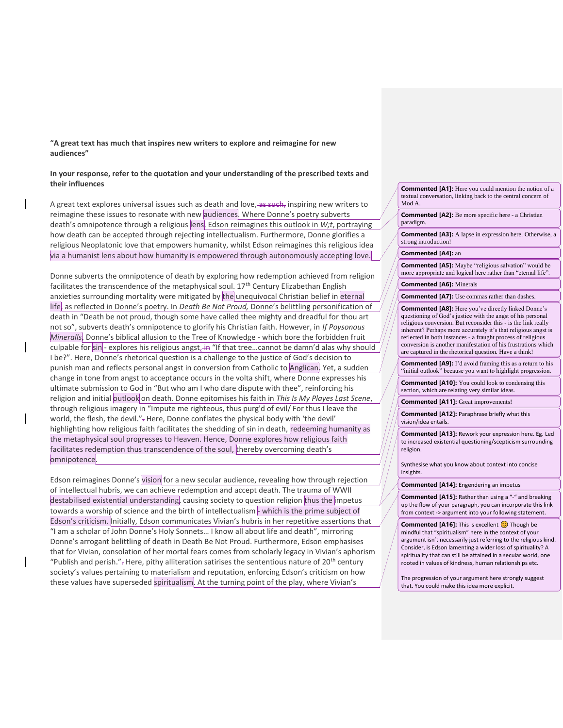**"A great text has much that inspires new writers to explore and reimagine for new audiences"**

**In your response, refer to the quotation and your understanding of the prescribed texts and their influences**

A great text explores universal issues such as death and love, ~~as such,~~ inspiring new writers to reimagine these issues to resonate with new audiences. Where Donne's poetry subverts death's omnipotence through a religious lens, Edson reimagines this outlook in *W;t*, portraying how death can be accepted through rejecting intellectualism. Furthermore, Donne glorifies a religious Neoplatonic love that empowers humanity, whilst Edson reimagines this religious idea via a humanist lens about how humanity is empowered through autonomously accepting love.

Donne subverts the omnipotence of death by exploring how redemption achieved from religion facilitates the transcendence of the metaphysical soul. 17th Century Elizabethan English anxieties surrounding mortality were mitigated by the unequivocal Christian belief in eternal life, as reflected in Donne's poetry. In *Death Be Not Proud,* Donne's belittling personification of death in "Death be not proud, though some have called thee mighty and dreadful for thou art not so", subverts death's omnipotence to glorify his Christian faith. However, in *If Poysonous Minералls*, Donne's biblical allusion to the Tree of Knowledge - which bore the forbidden fruit culpable for sin - explores his religious angst, ~~in~~ "If that tree…cannot be damn'd alas why should I be?". Here, Donne's rhetorical question is a challenge to the justice of God's decision to punish man and reflects personal angst in conversion from Catholic to Anglican. Yet, a sudden change in tone from angst to acceptance occurs in the volta shift, where Donne expresses his ultimate submission to God in "But who am I who dare dispute with thee", reinforcing his religion and initial outlook on death. Donne epitomises his faith in *This Is My Playes Last Scene*, through religious imagery in "Impute me righteous, thus purg'd of evil/ For thus I leave the world, the flesh, the devil.". Here, Donne conflates the physical body with 'the devil' highlighting how religious faith facilitates the shedding of sin in death, redeeming humanity as the metaphysical soul progresses to Heaven. Hence, Donne explores how religious faith facilitates redemption thus transcendence of the soul, thereby overcoming death's omnipotence.

Edson reimagines Donne's vision for a new secular audience, revealing how through rejection of intellectual hubris, we can achieve redemption and accept death. The trauma of WWII destabilised existential understanding, causing society to question religion thus the impetus towards a worship of science and the birth of intellectualism - which is the prime subject of Edson's criticism. Initially, Edson communicates Vivian's hubris in her repetitive assertions that "I am a scholar of John Donne's Holy Sonnets… I know all about life and death", mirroring Donne's arrogant belittling of death in Death Be Not Proud. Furthermore, Edson emphasises that for Vivian, consolation of her mortal fears comes from scholarly legacy in Vivian's aphorism "Publish and perish.". Here, pithy alliteration satirises the sententious nature of 20th century society's values pertaining to materialism and reputation, enforcing Edson's criticism on how these values have superseded spiritualism. At the turning point of the play, where Vivian's

---

**Commented [A1]:** Here you could mention the notion of a textual conversation, linking back to the central concern of Mod A.

**Commented [A2]:** Be more specific here - a Christian paradigm.

**Commented [A3]:** A lapse in expression here. Otherwise, a strong introduction!

**Commented [A4]:** an

**Commented [A5]:** Maybe "religious salvation" would be more appropriate and logical here rather than "eternal life".

**Commented [A6]:** Minerals

**Commented [A7]:** Use commas rather than dashes.

**Commented [A8]:** Here you've directly linked Donne's questioning of God's justice with the angst of his personal religious conversion. But reconsider this - is the link really inherent? Perhaps more accurately it's that religious angst is reflected in both instances - a fraught process of religious conversion is another manifestation of his frustrations which are captured in the rhetorical question. Have a think!

**Commented [A9]:** I'd avoid framing this as a return to his "initial outlook" because you want to highlight progression.

**Commented [A10]:** You could look to condensing this section, which are relating very similar ideas.

**Commented [A11]:** Great improvements!

**Commented [A12]:** Paraphrase briefly what this vision/idea entails.

**Commented [A13]:** Rework your expression here. Eg. Led to increased existential questioning/scepticism surrounding religion.

Synthesise what you know about context into concise insights.

**Commented [A14]:** Engendering an impetus

**Commented [A15]:** Rather than using a "-" and breaking up the flow of your paragraph, you can incorporate this link from context -> argument into your following statement.

**Commented [A16]:** This is excellent 😊 Though be mindful that "spiritualism" here in the context of your argument isn't necessarily just referring to the religious kind. Consider, is Edson lamenting a wider loss of spirituality? A spirituality that can still be attained in a secular world, one rooted in values of kindness, human relationships etc.

The progression of your argument here strongly suggest that. You could make this idea more explicit.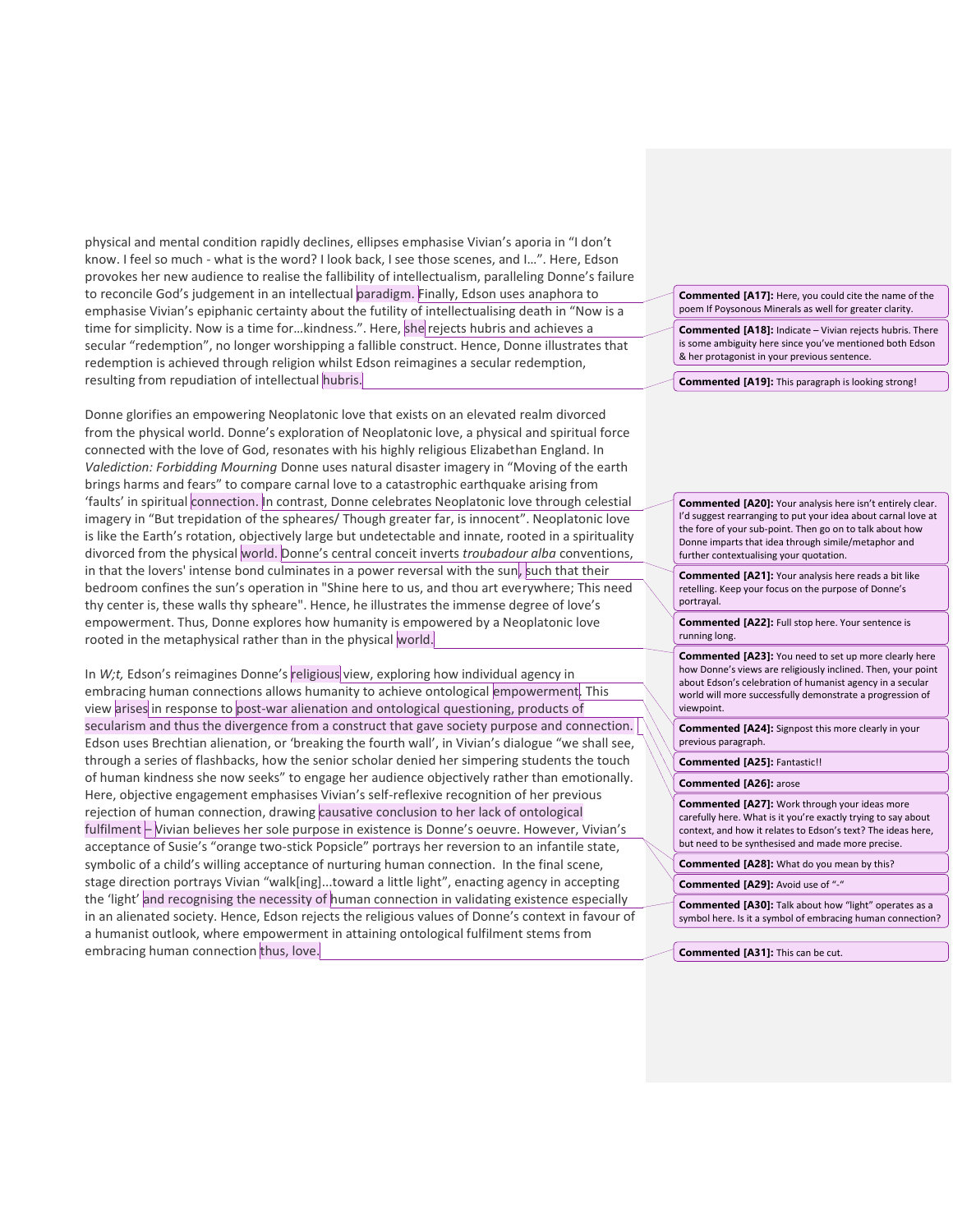physical and mental condition rapidly declines, ellipses emphasise Vivian's aporia in "I don't know. I feel so much - what is the word? I look back, I see those scenes, and I…". Here, Edson provokes her new audience to realise the fallibility of intellectualism, paralleling Donne's failure to reconcile God's judgement in an intellectual paradigm. Finally, Edson uses anaphora to emphasise Vivian's epiphanic certainty about the futility of intellectualising death in "Now is a time for simplicity. Now is a time for…kindness.". Here, she rejects hubris and achieves a secular "redemption", no longer worshipping a fallible construct. Hence, Donne illustrates that redemption is achieved through religion whilst Edson reimagines a secular redemption, resulting from repudiation of intellectual hubris.

Donne glorifies an empowering Neoplatonic love that exists on an elevated realm divorced from the physical world. Donne's exploration of Neoplatonic love, a physical and spiritual force connected with the love of God, resonates with his highly religious Elizabethan England. In *Valediction: Forbidding Mourning* Donne uses natural disaster imagery in "Moving of the earth brings harms and fears" to compare carnal love to a catastrophic earthquake arising from 'faults' in spiritual connection. In contrast, Donne celebrates Neoplatonic love through celestial imagery in "But trepidation of the spheares/ Though greater far, is innocent". Neoplatonic love is like the Earth's rotation, objectively large but undetectable and innate, rooted in a spirituality divorced from the physical world. Donne's central conceit inverts *troubadour alba* conventions, in that the lovers' intense bond culminates in a power reversal with the sun, such that their bedroom confines the sun's operation in "Shine here to us, and thou art everywhere; This need thy center is, these walls thy spheare". Hence, he illustrates the immense degree of love's empowerment. Thus, Donne explores how humanity is empowered by a Neoplatonic love rooted in the metaphysical rather than in the physical world.

In *W;t,* Edson's reimagines Donne's religious view, exploring how individual agency in embracing human connections allows humanity to achieve ontological empowerment. This view arises in response to post-war alienation and ontological questioning, products of secularism and thus the divergence from a construct that gave society purpose and connection. Edson uses Brechtian alienation, or 'breaking the fourth wall', in Vivian's dialogue "we shall see, through a series of flashbacks, how the senior scholar denied her simpering students the touch of human kindness she now seeks" to engage her audience objectively rather than emotionally. Here, objective engagement emphasises Vivian's self-reflexive recognition of her previous rejection of human connection, drawing causative conclusion to her lack of ontological fulfilment – Vivian believes her sole purpose in existence is Donne's oeuvre. However, Vivian's acceptance of Susie's "orange two-stick Popsicle" portrays her reversion to an infantile state, symbolic of a child's willing acceptance of nurturing human connection. In the final scene, stage direction portrays Vivian "walk[ing]…toward a little light", enacting agency in accepting the 'light' and recognising the necessity of human connection in validating existence especially in an alienated society. Hence, Edson rejects the religious values of Donne's context in favour of a humanist outlook, where empowerment in attaining ontological fulfilment stems from embracing human connection thus, love.

**Commented [A17]:** Here, you could cite the name of the poem If Poysonous Minerals as well for greater clarity.

**Commented [A18]:** Indicate – Vivian rejects hubris. There is some ambiguity here since you've mentioned both Edson & her protagonist in your previous sentence.

**Commented [A19]:** This paragraph is looking strong!

**Commented [A20]:** Your analysis here isn't entirely clear. I'd suggest rearranging to put your idea about carnal love at the fore of your sub-point. Then go on to talk about how Donne imparts that idea through simile/metaphor and further contextualising your quotation.

**Commented [A21]:** Your analysis here reads a bit like retelling. Keep your focus on the purpose of Donne's portrayal.

**Commented [A22]:** Full stop here. Your sentence is running long.

**Commented [A23]:** You need to set up more clearly here how Donne's views are religiously inclined. Then, your point about Edson's celebration of humanist agency in a secular world will more successfully demonstrate a progression of viewpoint.

**Commented [A24]:** Signpost this more clearly in your previous paragraph.

**Commented [A25]:** Fantastic!!

**Commented [A26]:** arose

**Commented [A27]:** Work through your ideas more carefully here. What is it you're exactly trying to say about context, and how it relates to Edson's text? The ideas here, but need to be synthesised and made more precise.

**Commented [A28]:** What do you mean by this?

**Commented [A29]:** Avoid use of "-"

**Commented [A30]:** Talk about how "light" operates as a symbol here. Is it a symbol of embracing human connection?

**Commented [A31]:** This can be cut.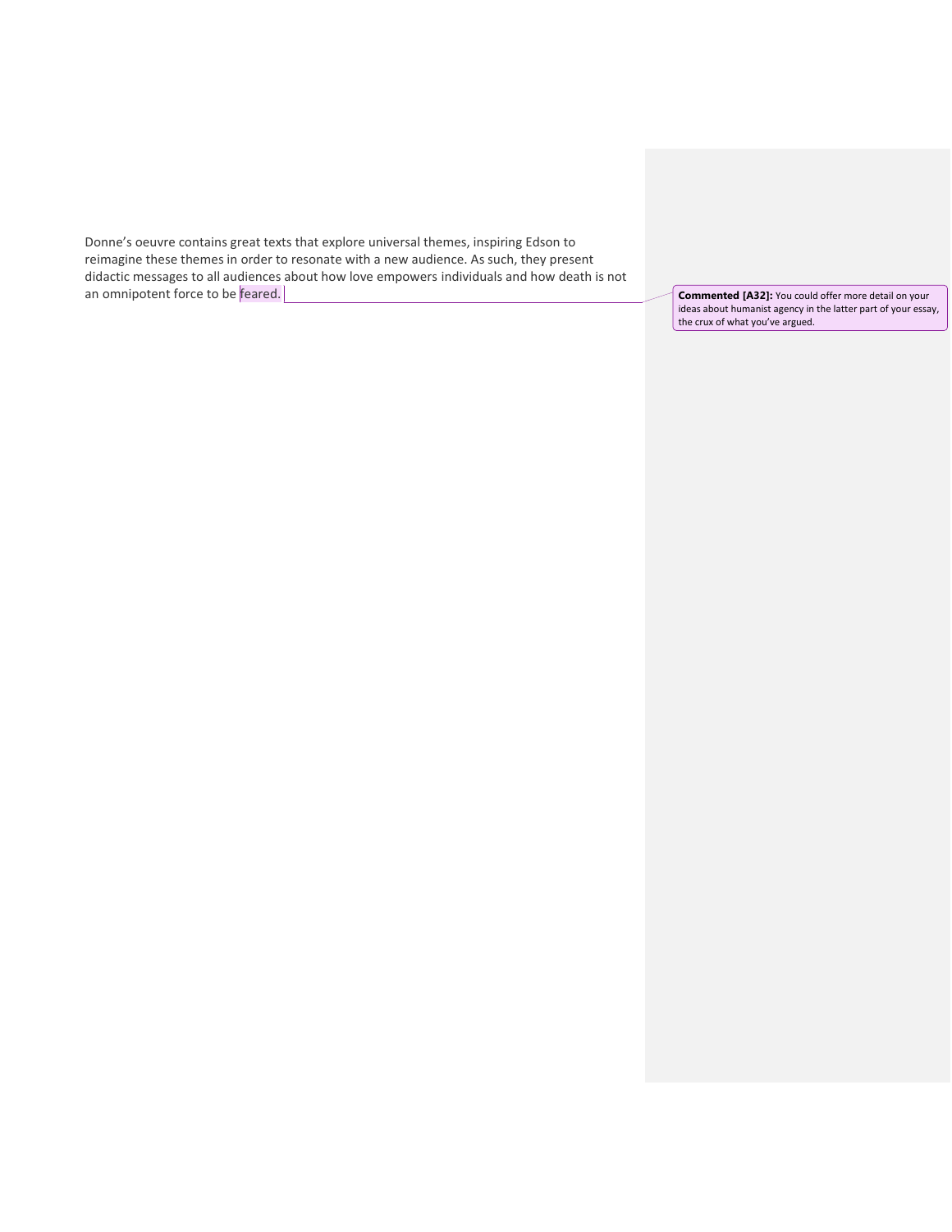Donne's oeuvre contains great texts that explore universal themes, inspiring Edson to reimagine these themes in order to resonate with a new audience. As such, they present didactic messages to all audiences about how love empowers individuals and how death is not an omnipotent force to be feared.

**Commented [A32]:** You could offer more detail on your ideas about humanist agency in the latter part of your essay, the crux of what you've argued.